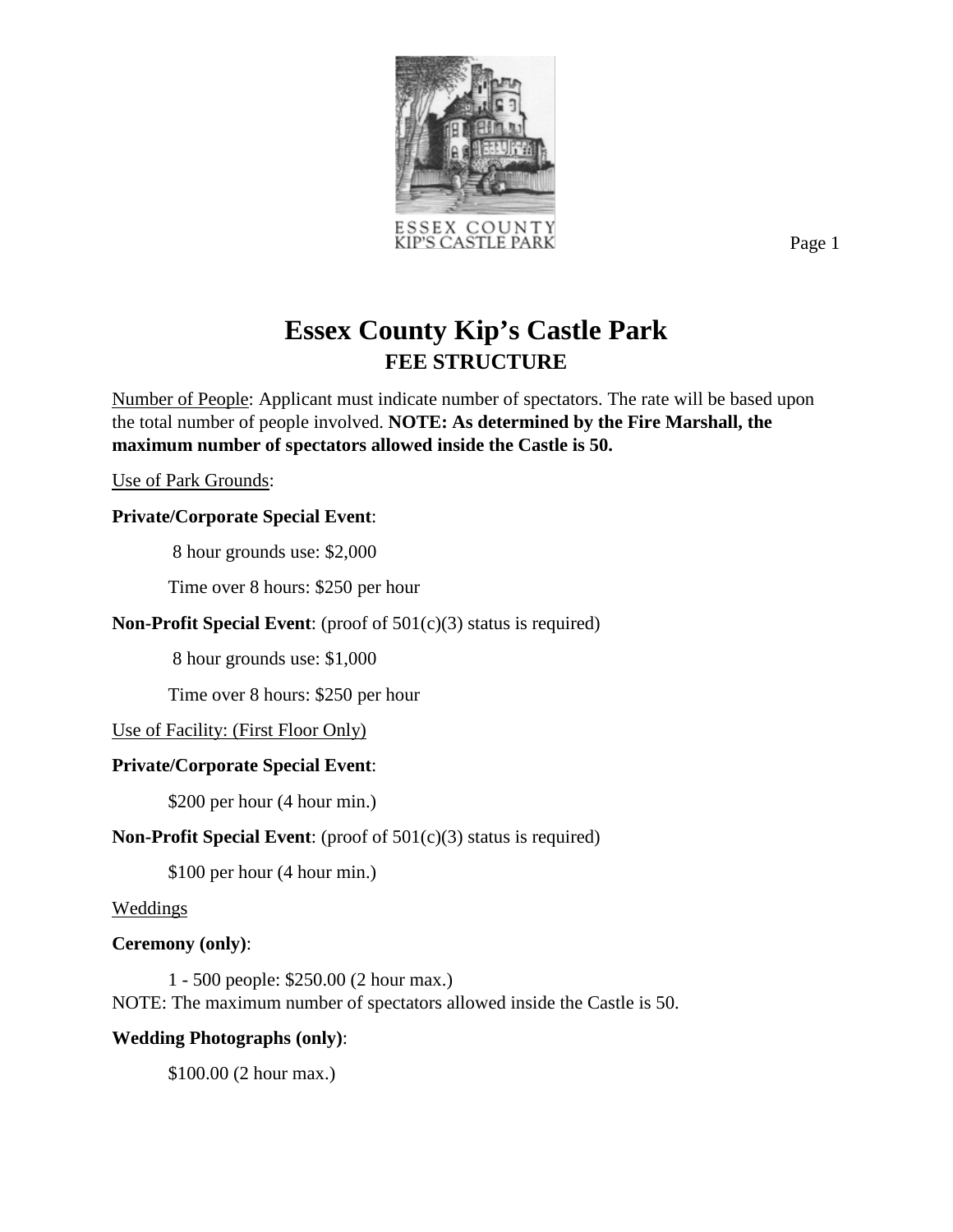# Essex County Kip's Castle Park

## FEE STRUCTURE

Number of People: Applicant must indicate number of spectators. The rate will be based upon the total number of people involved. **NOTE: As determined by the Fire Marshall, the maximum number of spectators allowed inside the Castle is 50.**

Use of Park Grounds:

**Private/Corporate Special Event**:

8 hour grounds use: $2,000

Time over 8 hours: $250 per hour

**Non-Profit Special Event**: (proof of 501(c)(3) status is required)

8 hour grounds use: $1,000

Time over 8 hours: $250 per hour

Use of Facility: (First Floor Only)

**Private/Corporate Special Event**:

$200 per hour (4 hour min.)

**Non-Profit Special Event**: (proof of 501(c)(3) status is required)

$100 per hour (4 hour min.)

Weddings

**Ceremony (only)**:

1 - 500 people: $250.00 (2 hour max.)
NOTE: The maximum number of spectators allowed inside the Castle is 50.

**Wedding Photographs (only)**:

$100.00 (2 hour max.)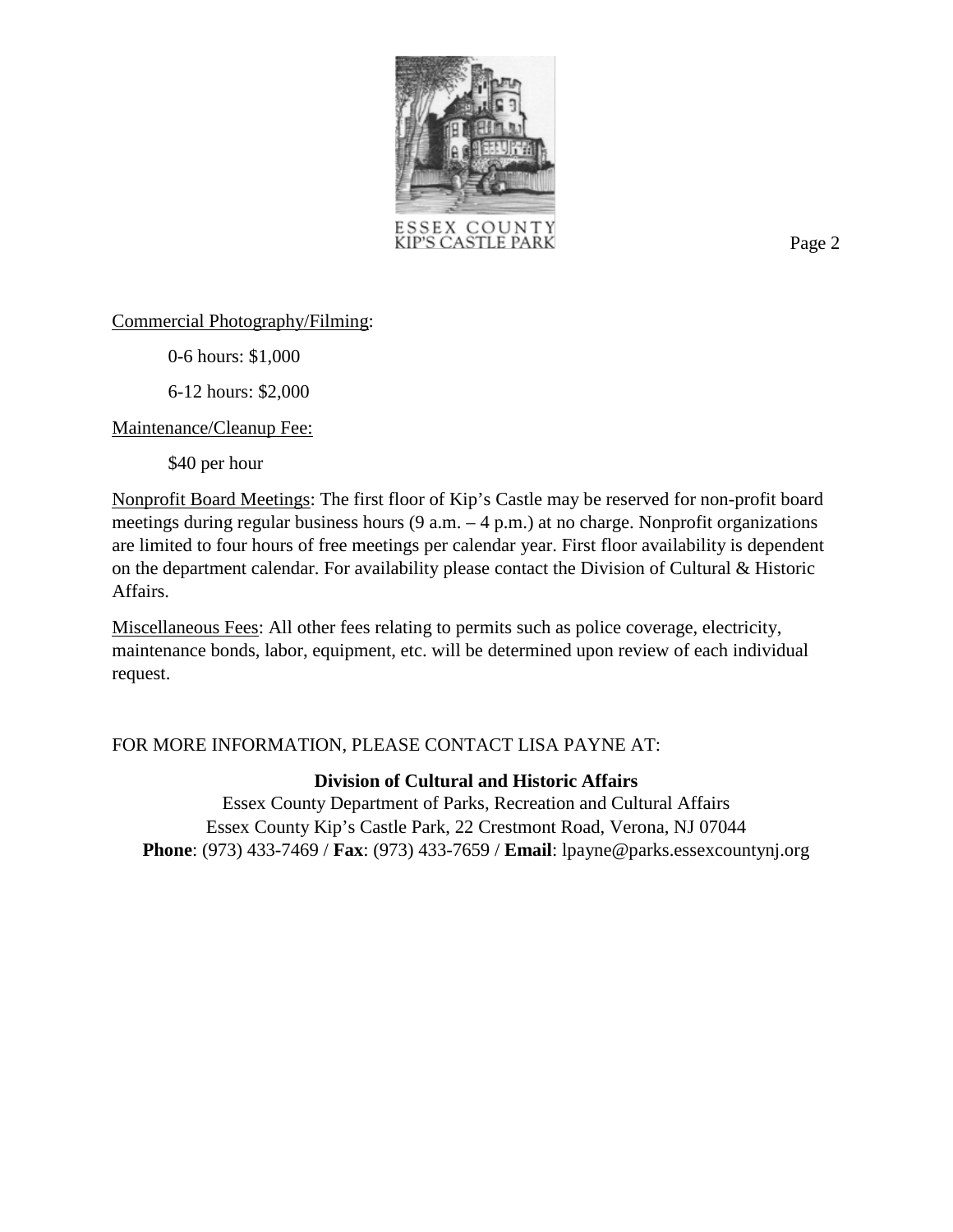ESSEX COUNTY
KIP'S CASTLE PARK

Commercial Photography/Filming:

0-6 hours: $1,000

6-12 hours: $2,000

Maintenance/Cleanup Fee:

$40 per hour

Nonprofit Board Meetings: The first floor of Kip's Castle may be reserved for non-profit board meetings during regular business hours (9 a.m. – 4 p.m.) at no charge. Nonprofit organizations are limited to four hours of free meetings per calendar year. First floor availability is dependent on the department calendar. For availability please contact the Division of Cultural & Historic Affairs.

Miscellaneous Fees: All other fees relating to permits such as police coverage, electricity, maintenance bonds, labor, equipment, etc. will be determined upon review of each individual request.

FOR MORE INFORMATION, PLEASE CONTACT LISA PAYNE AT:

**Division of Cultural and Historic Affairs**

Essex County Department of Parks, Recreation and Cultural Affairs
Essex County Kip's Castle Park, 22 Crestmont Road, Verona, NJ 07044
**Phone**: (973) 433-7469 / **Fax**: (973) 433-7659 / **Email**: lpayne@parks.essexcountynj.org